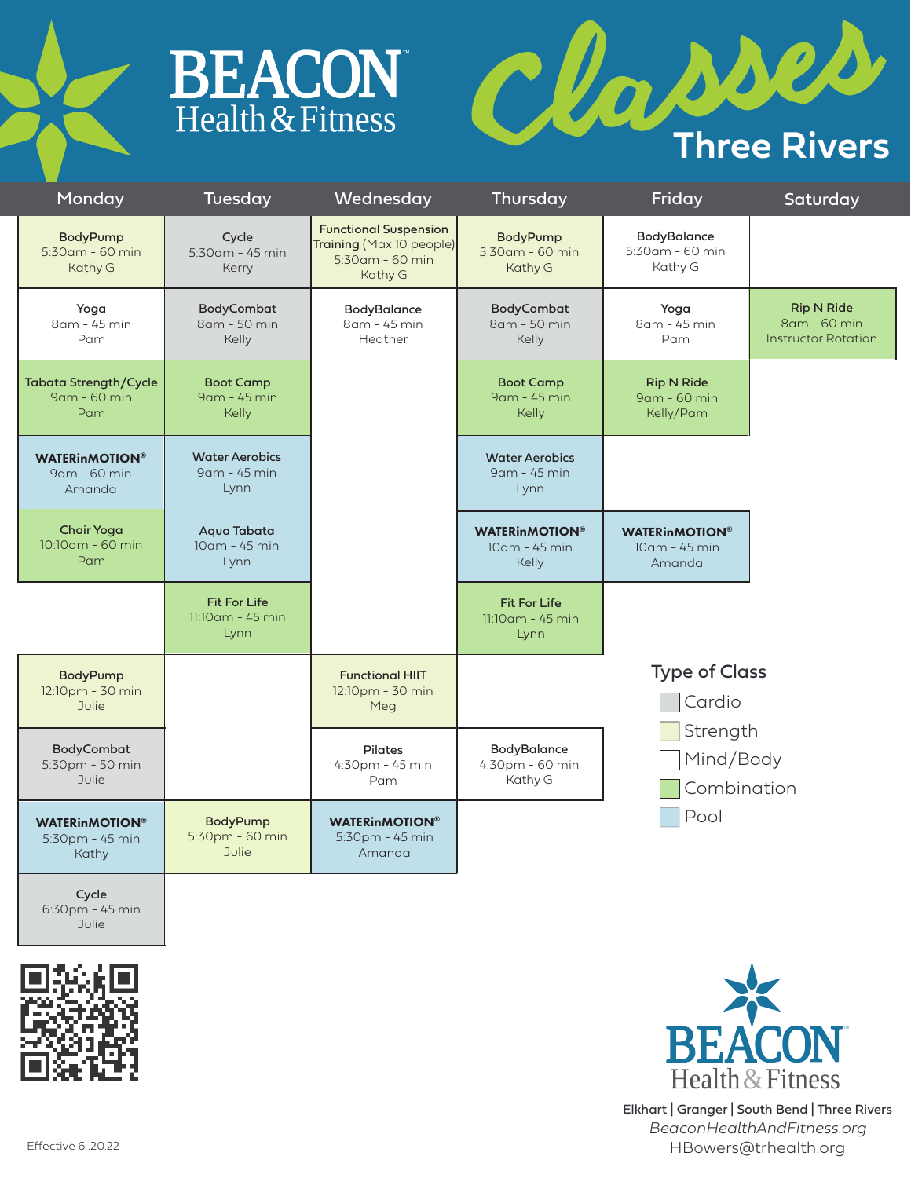# BEACON Health & Fitness

# Classes

## Three Rivers

| Monday | Tuesday | Wednesday | Thursday | Friday | Saturday |
|---|---|---|---|---|---|
| BodyPump 5:30am - 60 min Kathy G | Cycle 5:30am - 45 min Kerry | Functional Suspension Training (Max 10 people) 5:30am - 60 min Kathy G | BodyPump 5:30am - 60 min Kathy G | BodyBalance 5:30am - 60 min Kathy G | |
| Yoga 8am - 45 min Pam | BodyCombat 8am - 50 min Kelly | BodyBalance 8am - 45 min Heather | BodyCombat 8am - 50 min Kelly | Yoga 8am - 45 min Pam | Rip N Ride 8am - 60 min Instructor Rotation |
| Tabata Strength/Cycle 9am - 60 min Pam | Boot Camp 9am - 45 min Kelly | | Boot Camp 9am - 45 min Kelly | Rip N Ride 9am - 60 min Kelly/Pam | |
| **WATERinMOTION®** 9am - 60 min Amanda | Water Aerobics 9am - 45 min Lynn | | Water Aerobics 9am - 45 min Lynn | | |
| Chair Yoga 10:10am - 60 min Pam | Aqua Tabata 10am - 45 min Lynn | | **WATERinMOTION®** 10am - 45 min Kelly | **WATERinMOTION®** 10am - 45 min Amanda | |
| | Fit For Life 11:10am - 45 min Lynn | | Fit For Life 11:10am - 45 min Lynn | | |
| BodyPump 12:10pm - 30 min Julie | | Functional HIIT 12:10pm - 30 min Meg | | | |
| BodyCombat 5:30pm - 50 min Julie | | Pilates 4:30pm - 45 min Pam | BodyBalance 4:30pm - 60 min Kathy G | | |
| **WATERinMOTION®** 5:30pm - 45 min Kathy | BodyPump 5:30pm - 60 min Julie | **WATERinMOTION®** 5:30pm - 45 min Amanda | | | |
| Cycle 6:30pm - 45 min Julie | | | | | |

### Type of Class

- Cardio
- Strength
- Mind/Body
- Combination
- Pool

Effective 6 .20.22

BEACON Health & Fitness

Elkhart | Granger | South Bend | Three Rivers

*BeaconHealthAndFitness.org*

HBowers@trhealth.org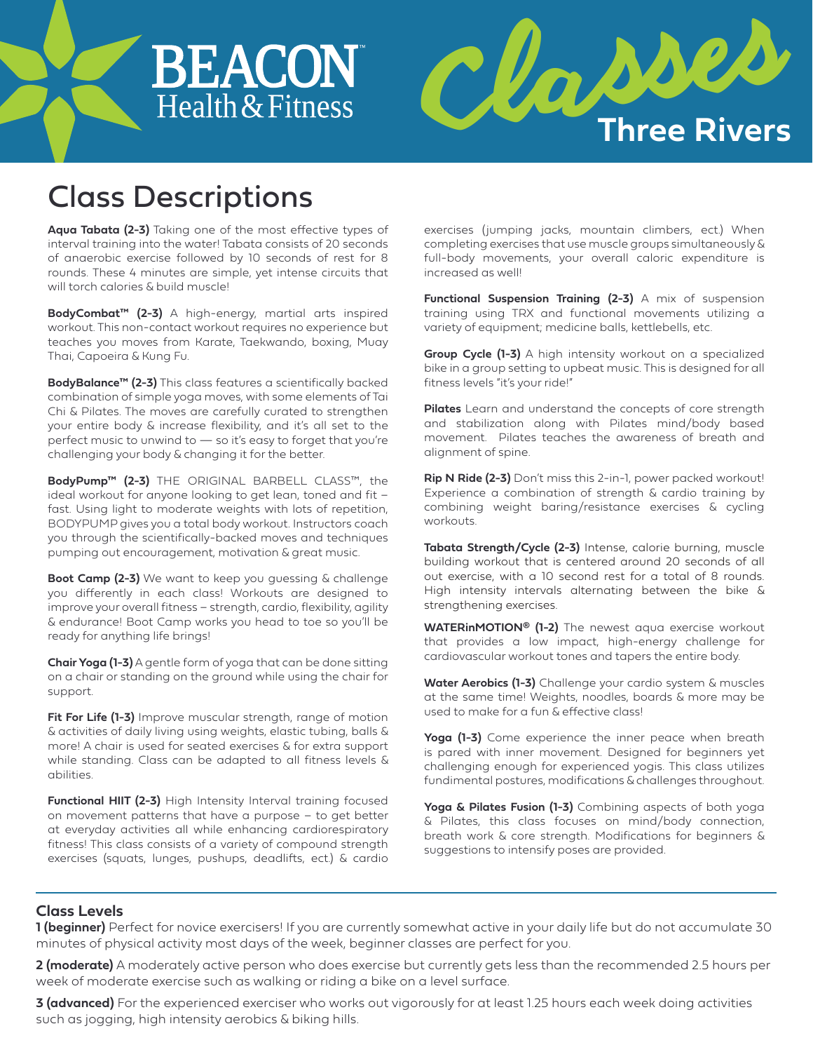# BEACON Health & Fitness

## Classes — Three Rivers

# Class Descriptions

**Aqua Tabata (2-3)** Taking one of the most effective types of interval training into the water! Tabata consists of 20 seconds of anaerobic exercise followed by 10 seconds of rest for 8 rounds. These 4 minutes are simple, yet intense circuits that will torch calories & build muscle!

**BodyCombat™ (2-3)** A high-energy, martial arts inspired workout. This non-contact workout requires no experience but teaches you moves from Karate, Taekwando, boxing, Muay Thai, Capoeira & Kung Fu.

**BodyBalance™ (2-3)** This class features a scientifically backed combination of simple yoga moves, with some elements of Tai Chi & Pilates. The moves are carefully curated to strengthen your entire body & increase flexibility, and it's all set to the perfect music to unwind to — so it's easy to forget that you're challenging your body & changing it for the better.

**BodyPump™ (2-3)** THE ORIGINAL BARBELL CLASS™, the ideal workout for anyone looking to get lean, toned and fit – fast. Using light to moderate weights with lots of repetition, BODYPUMP gives you a total body workout. Instructors coach you through the scientifically-backed moves and techniques pumping out encouragement, motivation & great music.

**Boot Camp (2-3)** We want to keep you guessing & challenge you differently in each class! Workouts are designed to improve your overall fitness – strength, cardio, flexibility, agility & endurance! Boot Camp works you head to toe so you'll be ready for anything life brings!

**Chair Yoga (1-3)** A gentle form of yoga that can be done sitting on a chair or standing on the ground while using the chair for support.

**Fit For Life (1-3)** Improve muscular strength, range of motion & activities of daily living using weights, elastic tubing, balls & more! A chair is used for seated exercises & for extra support while standing. Class can be adapted to all fitness levels & abilities.

**Functional HIIT (2-3)** High Intensity Interval training focused on movement patterns that have a purpose – to get better at everyday activities all while enhancing cardiorespiratory fitness! This class consists of a variety of compound strength exercises (squats, lunges, pushups, deadlifts, ect.) & cardio exercises (jumping jacks, mountain climbers, ect.) When completing exercises that use muscle groups simultaneously & full-body movements, your overall caloric expenditure is increased as well!

**Functional Suspension Training (2-3)** A mix of suspension training using TRX and functional movements utilizing a variety of equipment; medicine balls, kettlebells, etc.

**Group Cycle (1-3)** A high intensity workout on a specialized bike in a group setting to upbeat music. This is designed for all fitness levels "it's your ride!"

**Pilates** Learn and understand the concepts of core strength and stabilization along with Pilates mind/body based movement. Pilates teaches the awareness of breath and alignment of spine.

**Rip N Ride (2-3)** Don't miss this 2-in-1, power packed workout! Experience a combination of strength & cardio training by combining weight baring/resistance exercises & cycling workouts.

**Tabata Strength/Cycle (2-3)** Intense, calorie burning, muscle building workout that is centered around 20 seconds of all out exercise, with a 10 second rest for a total of 8 rounds. High intensity intervals alternating between the bike & strengthening exercises.

**WATERinMOTION® (1-2)** The newest aqua exercise workout that provides a low impact, high-energy challenge for cardiovascular workout tones and tapers the entire body.

**Water Aerobics (1-3)** Challenge your cardio system & muscles at the same time! Weights, noodles, boards & more may be used to make for a fun & effective class!

**Yoga (1-3)** Come experience the inner peace when breath is pared with inner movement. Designed for beginners yet challenging enough for experienced yogis. This class utilizes fundimental postures, modifications & challenges throughout.

**Yoga & Pilates Fusion (1-3)** Combining aspects of both yoga & Pilates, this class focuses on mind/body connection, breath work & core strength. Modifications for beginners & suggestions to intensify poses are provided.

## Class Levels

**1 (beginner)** Perfect for novice exercisers! If you are currently somewhat active in your daily life but do not accumulate 30 minutes of physical activity most days of the week, beginner classes are perfect for you.

**2 (moderate)** A moderately active person who does exercise but currently gets less than the recommended 2.5 hours per week of moderate exercise such as walking or riding a bike on a level surface.

**3 (advanced)** For the experienced exerciser who works out vigorously for at least 1.25 hours each week doing activities such as jogging, high intensity aerobics & biking hills.